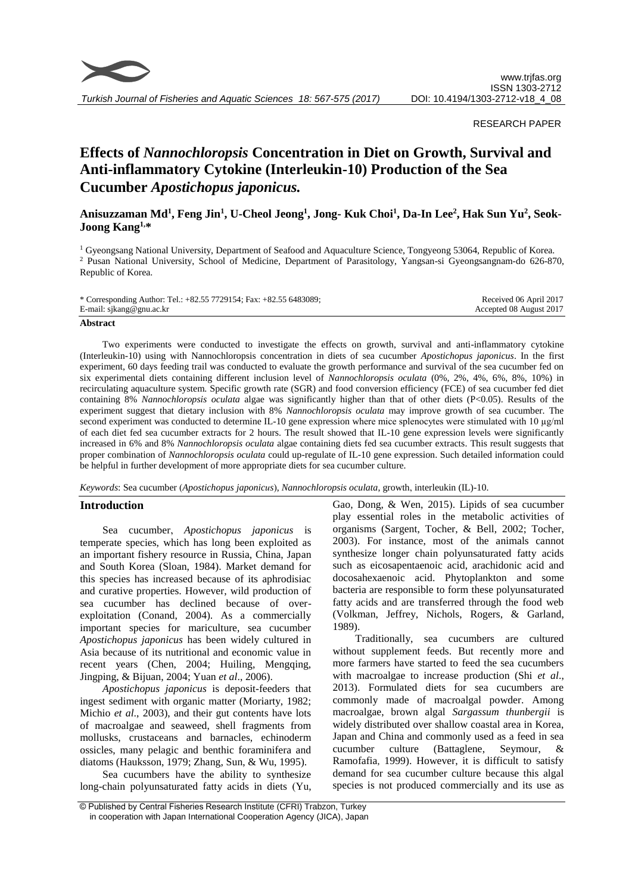RESEARCH PAPER

# Effects of *Nannochloropsis* Concentration in Diet on Growth, Survival and Anti-inflammatory Cytokine (Interleukin-10) Production of the Sea Cucumber *Apostichopus japonicus.*

**Anisuzzaman Md[1], Feng Jin[1], U-Cheol Jeong[1], Jong- Kuk Choi[1], Da-In Lee[2], Hak Sun Yu[2], Seok-Joong Kang[1,*]**

[1] Gyeongsang National University, Department of Seafood and Aquaculture Science, Tongyeong 53064, Republic of Korea.
[2] Pusan National University, School of Medicine, Department of Parasitology, Yangsan-si Gyeongsangnam-do 626-870, Republic of Korea.

\* Corresponding Author: Tel.: +82.55 7729154; Fax: +82.55 6483089;
E-mail: sjkang@gnu.ac.kr

Received 06 April 2017
Accepted 08 August 2017

**Abstract**

Two experiments were conducted to investigate the effects on growth, survival and anti-inflammatory cytokine (Interleukin-10) using with Nannochloropsis concentration in diets of sea cucumber *Apostichopus japonicus*. In the first experiment, 60 days feeding trail was conducted to evaluate the growth performance and survival of the sea cucumber fed on six experimental diets containing different inclusion level of *Nannochloropsis oculata* (0%, 2%, 4%, 6%, 8%, 10%) in recirculating aquaculture system. Specific growth rate (SGR) and food conversion efficiency (FCE) of sea cucumber fed diet containing 8% *Nannochloropsis oculata* algae was significantly higher than that of other diets ($P<0.05$). Results of the experiment suggest that dietary inclusion with 8% *Nannochloropsis oculata* may improve growth of sea cucumber. The second experiment was conducted to determine IL-10 gene expression where mice splenocytes were stimulated with 10 μg/ml of each diet fed sea cucumber extracts for 2 hours. The result showed that IL-10 gene expression levels were significantly increased in 6% and 8% *Nannochloropsis oculata* algae containing diets fed sea cucumber extracts. This result suggests that proper combination of *Nannochloropsis oculata* could up-regulate of IL-10 gene expression. Such detailed information could be helpful in further development of more appropriate diets for sea cucumber culture.

*Keywords*: Sea cucumber (*Apostichopus japonicus*), *Nannochloropsis oculata*, growth, interleukin (IL)-10.

## Introduction

Sea cucumber, *Apostichopus japonicus* is temperate species, which has long been exploited as an important fishery resource in Russia, China, Japan and South Korea (Sloan, 1984). Market demand for this species has increased because of its aphrodisiac and curative properties. However, wild production of sea cucumber has declined because of over-exploitation (Conand, 2004). As a commercially important species for mariculture, sea cucumber *Apostichopus japonicus* has been widely cultured in Asia because of its nutritional and economic value in recent years (Chen, 2004; Huiling, Mengqing, Jingping, & Bijuan, 2004; Yuan *et al*., 2006).

*Apostichopus japonicus* is deposit-feeders that ingest sediment with organic matter (Moriarty, 1982; Michio *et al*., 2003), and their gut contents have lots of macroalgae and seaweed, shell fragments from mollusks, crustaceans and barnacles, echinoderm ossicles, many pelagic and benthic foraminifera and diatoms (Hauksson, 1979; Zhang, Sun, & Wu, 1995).

Sea cucumbers have the ability to synthesize long-chain polyunsaturated fatty acids in diets (Yu, Gao, Dong, & Wen, 2015). Lipids of sea cucumber play essential roles in the metabolic activities of organisms (Sargent, Tocher, & Bell, 2002; Tocher, 2003). For instance, most of the animals cannot synthesize longer chain polyunsaturated fatty acids such as eicosapentaenoic acid, arachidonic acid and docosahexaenoic acid. Phytoplankton and some bacteria are responsible to form these polyunsaturated fatty acids and are transferred through the food web (Volkman, Jeffrey, Nichols, Rogers, & Garland, 1989).

Traditionally, sea cucumbers are cultured without supplement feeds. But recently more and more farmers have started to feed the sea cucumbers with macroalgae to increase production (Shi *et al*., 2013). Formulated diets for sea cucumbers are commonly made of macroalgal powder. Among macroalgae, brown algal *Sargassum thunbergii* is widely distributed over shallow coastal area in Korea, Japan and China and commonly used as a feed in sea cucumber culture (Battaglene, Seymour, & Ramofafia, 1999). However, it is difficult to satisfy demand for sea cucumber culture because this algal species is not produced commercially and its use as

© Published by Central Fisheries Research Institute (CFRI) Trabzon, Turkey
in cooperation with Japan International Cooperation Agency (JICA), Japan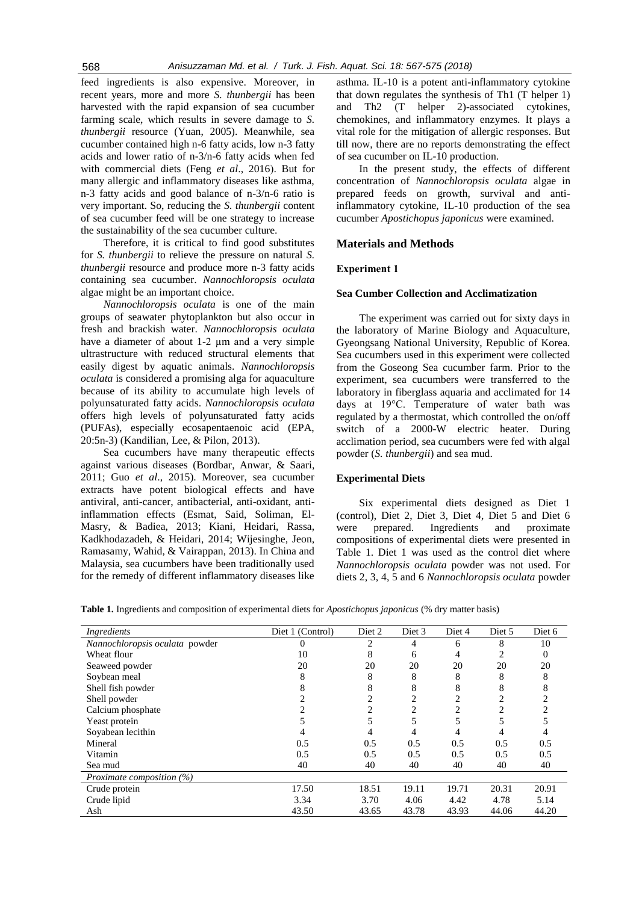feed ingredients is also expensive. Moreover, in recent years, more and more *S. thunbergii* has been harvested with the rapid expansion of sea cucumber farming scale, which results in severe damage to *S. thunbergii* resource (Yuan, 2005). Meanwhile, sea cucumber contained high n-6 fatty acids, low n-3 fatty acids and lower ratio of n-3/n-6 fatty acids when fed with commercial diets (Feng *et al*., 2016). But for many allergic and inflammatory diseases like asthma, n-3 fatty acids and good balance of n-3/n-6 ratio is very important. So, reducing the *S. thunbergii* content of sea cucumber feed will be one strategy to increase the sustainability of the sea cucumber culture.

Therefore, it is critical to find good substitutes for *S. thunbergii* to relieve the pressure on natural *S. thunbergii* resource and produce more n-3 fatty acids containing sea cucumber. *Nannochloropsis oculata* algae might be an important choice.

*Nannochloropsis oculata* is one of the main groups of seawater phytoplankton but also occur in fresh and brackish water. *Nannochloropsis oculata* have a diameter of about 1-2 µm and a very simple ultrastructure with reduced structural elements that easily digest by aquatic animals. *Nannochloropsis oculata* is considered a promising alga for aquaculture because of its ability to accumulate high levels of polyunsaturated fatty acids. *Nannochloropsis oculata* offers high levels of polyunsaturated fatty acids (PUFAs), especially ecosapentaenoic acid (EPA, 20:5n-3) (Kandilian, Lee, & Pilon, 2013).

Sea cucumbers have many therapeutic effects against various diseases (Bordbar, Anwar, & Saari, 2011; Guo *et al*., 2015). Moreover, sea cucumber extracts have potent biological effects and have antiviral, anti-cancer, antibacterial, anti-oxidant, anti-inflammation effects (Esmat, Said, Soliman, El-Masry, & Badiea, 2013; Kiani, Heidari, Rassa, Kadkhodazadeh, & Heidari, 2014; Wijesinghe, Jeon, Ramasamy, Wahid, & Vairappan, 2013). In China and Malaysia, sea cucumbers have been traditionally used for the remedy of different inflammatory diseases like asthma. IL-10 is a potent anti-inflammatory cytokine that down regulates the synthesis of Th1 (T helper 1) and Th2 (T helper 2)-associated cytokines, chemokines, and inflammatory enzymes. It plays a vital role for the mitigation of allergic responses. But till now, there are no reports demonstrating the effect of sea cucumber on IL-10 production.

In the present study, the effects of different concentration of *Nannochloropsis oculata* algae in prepared feeds on growth, survival and anti-inflammatory cytokine, IL-10 production of the sea cucumber *Apostichopus japonicus* were examined.

## Materials and Methods

### Experiment 1

#### Sea Cumber Collection and Acclimatization

The experiment was carried out for sixty days in the laboratory of Marine Biology and Aquaculture, Gyeongsang National University, Republic of Korea. Sea cucumbers used in this experiment were collected from the Goseong Sea cucumber farm. Prior to the experiment, sea cucumbers were transferred to the laboratory in fiberglass aquaria and acclimated for 14 days at 19°C. Temperature of water bath was regulated by a thermostat, which controlled the on/off switch of a 2000-W electric heater. During acclimation period, sea cucumbers were fed with algal powder (*S. thunbergii*) and sea mud.

#### Experimental Diets

Six experimental diets designed as Diet 1 (control), Diet 2, Diet 3, Diet 4, Diet 5 and Diet 6 were prepared. Ingredients and proximate compositions of experimental diets were presented in Table 1. Diet 1 was used as the control diet where *Nannochloropsis oculata* powder was not used. For diets 2, 3, 4, 5 and 6 *Nannochloropsis oculata* powder

**Table 1.** Ingredients and composition of experimental diets for *Apostichopus japonicus* (% dry matter basis)

| *Ingredients* | Diet 1 (Control) | Diet 2 | Diet 3 | Diet 4 | Diet 5 | Diet 6 |
|---|---|---|---|---|---|---|
| *Nannochloropsis oculata* powder | 0 | 2 | 4 | 6 | 8 | 10 |
| Wheat flour | 10 | 8 | 6 | 4 | 2 | 0 |
| Seaweed powder | 20 | 20 | 20 | 20 | 20 | 20 |
| Soybean meal | 8 | 8 | 8 | 8 | 8 | 8 |
| Shell fish powder | 8 | 8 | 8 | 8 | 8 | 8 |
| Shell powder | 2 | 2 | 2 | 2 | 2 | 2 |
| Calcium phosphate | 2 | 2 | 2 | 2 | 2 | 2 |
| Yeast protein | 5 | 5 | 5 | 5 | 5 | 5 |
| Soyabean lecithin | 4 | 4 | 4 | 4 | 4 | 4 |
| Mineral | 0.5 | 0.5 | 0.5 | 0.5 | 0.5 | 0.5 |
| Vitamin | 0.5 | 0.5 | 0.5 | 0.5 | 0.5 | 0.5 |
| Sea mud | 40 | 40 | 40 | 40 | 40 | 40 |
| *Proximate composition (%)* | | | | | | |
| Crude protein | 17.50 | 18.51 | 19.11 | 19.71 | 20.31 | 20.91 |
| Crude lipid | 3.34 | 3.70 | 4.06 | 4.42 | 4.78 | 5.14 |
| Ash | 43.50 | 43.65 | 43.78 | 43.93 | 44.06 | 44.20 |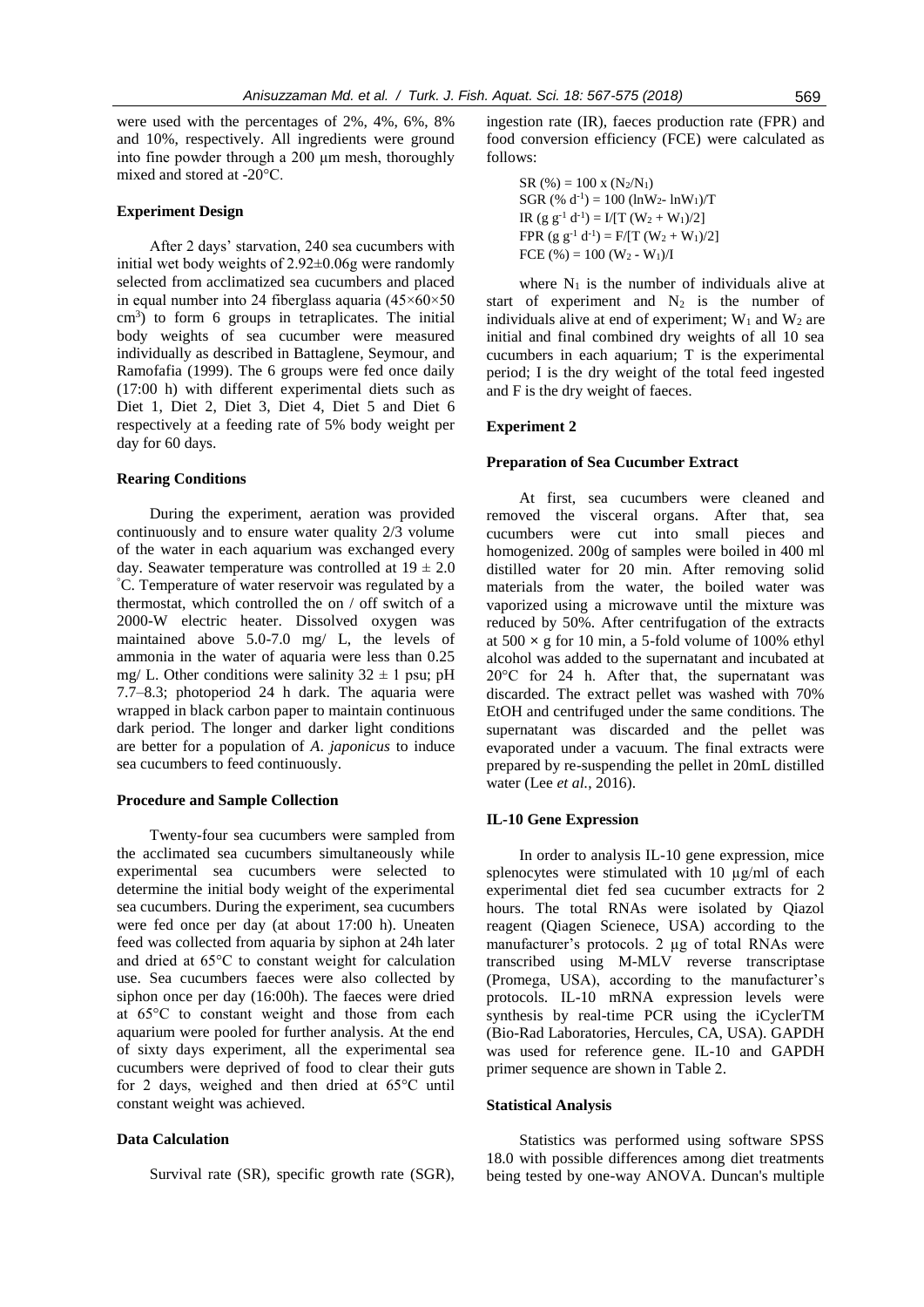were used with the percentages of 2%, 4%, 6%, 8% and 10%, respectively. All ingredients were ground into fine powder through a 200 μm mesh, thoroughly mixed and stored at -20°C.

### Experiment Design

After 2 days' starvation, 240 sea cucumbers with initial wet body weights of 2.92±0.06g were randomly selected from acclimatized sea cucumbers and placed in equal number into 24 fiberglass aquaria (45×60×50 $cm^3$) to form 6 groups in tetraplicates. The initial body weights of sea cucumber were measured individually as described in Battaglene, Seymour, and Ramofafia (1999). The 6 groups were fed once daily (17:00 h) with different experimental diets such as Diet 1, Diet 2, Diet 3, Diet 4, Diet 5 and Diet 6 respectively at a feeding rate of 5% body weight per day for 60 days.

### Rearing Conditions

During the experiment, aeration was provided continuously and to ensure water quality 2/3 volume of the water in each aquarium was exchanged every day. Seawater temperature was controlled at 19 ± 2.0 °C. Temperature of water reservoir was regulated by a thermostat, which controlled the on / off switch of a 2000-W electric heater. Dissolved oxygen was maintained above 5.0-7.0 mg/ L, the levels of ammonia in the water of aquaria were less than 0.25 mg/ L. Other conditions were salinity 32 ± 1 psu; pH 7.7–8.3; photoperiod 24 h dark. The aquaria were wrapped in black carbon paper to maintain continuous dark period. The longer and darker light conditions are better for a population of *A. japonicus* to induce sea cucumbers to feed continuously.

### Procedure and Sample Collection

Twenty-four sea cucumbers were sampled from the acclimated sea cucumbers simultaneously while experimental sea cucumbers were selected to determine the initial body weight of the experimental sea cucumbers. During the experiment, sea cucumbers were fed once per day (at about 17:00 h). Uneaten feed was collected from aquaria by siphon at 24h later and dried at 65°C to constant weight for calculation use. Sea cucumbers faeces were also collected by siphon once per day (16:00h). The faeces were dried at 65°C to constant weight and those from each aquarium were pooled for further analysis. At the end of sixty days experiment, all the experimental sea cucumbers were deprived of food to clear their guts for 2 days, weighed and then dried at 65°C until constant weight was achieved.

### Data Calculation

Survival rate (SR), specific growth rate (SGR), ingestion rate (IR), faeces production rate (FPR) and food conversion efficiency (FCE) were calculated as follows:

$$SR\ (\%) = 100 \times (N_2/N_1)$$
$$SGR\ (\%\ d^{-1}) = 100\ (\ln W_2 - \ln W_1)/T$$
$$IR\ (g\ g^{-1}\ d^{-1}) = I/[T\ (W_2 + W_1)/2]$$
$$FPR\ (g\ g^{-1}\ d^{-1}) = F/[T\ (W_2 + W_1)/2]$$
$$FCE\ (\%) = 100\ (W_2 - W_1)/I$$

where $N_1$ is the number of individuals alive at start of experiment and $N_2$ is the number of individuals alive at end of experiment; $W_1$ and $W_2$ are initial and final combined dry weights of all 10 sea cucumbers in each aquarium; T is the experimental period; I is the dry weight of the total feed ingested and F is the dry weight of faeces.

### Experiment 2

### Preparation of Sea Cucumber Extract

At first, sea cucumbers were cleaned and removed the visceral organs. After that, sea cucumbers were cut into small pieces and homogenized. 200g of samples were boiled in 400 ml distilled water for 20 min. After removing solid materials from the water, the boiled water was vaporized using a microwave until the mixture was reduced by 50%. After centrifugation of the extracts at 500 × g for 10 min, a 5-fold volume of 100% ethyl alcohol was added to the supernatant and incubated at 20°C for 24 h. After that, the supernatant was discarded. The extract pellet was washed with 70% EtOH and centrifuged under the same conditions. The supernatant was discarded and the pellet was evaporated under a vacuum. The final extracts were prepared by re-suspending the pellet in 20mL distilled water (Lee *et al.*, 2016).

### IL-10 Gene Expression

In order to analysis IL-10 gene expression, mice splenocytes were stimulated with 10 µg/ml of each experimental diet fed sea cucumber extracts for 2 hours. The total RNAs were isolated by Qiazol reagent (Qiagen Scienece, USA) according to the manufacturer's protocols. 2 µg of total RNAs were transcribed using M-MLV reverse transcriptase (Promega, USA), according to the manufacturer's protocols. IL-10 mRNA expression levels were synthesis by real-time PCR using the iCyclerTM (Bio-Rad Laboratories, Hercules, CA, USA). GAPDH was used for reference gene. IL-10 and GAPDH primer sequence are shown in Table 2.

### Statistical Analysis

Statistics was performed using software SPSS 18.0 with possible differences among diet treatments being tested by one-way ANOVA. Duncan's multiple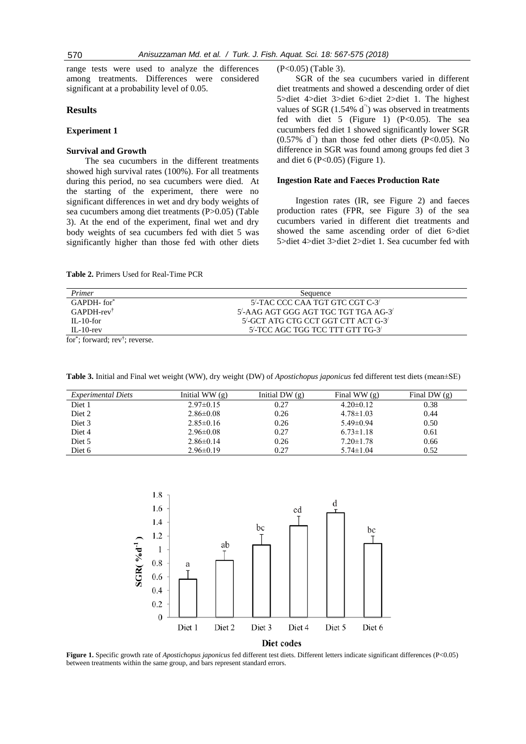range tests were used to analyze the differences among treatments. Differences were considered significant at a probability level of 0.05.

## Results

### Experiment 1

#### Survival and Growth

The sea cucumbers in the different treatments showed high survival rates (100%). For all treatments during this period, no sea cucumbers were died. At the starting of the experiment, there were no significant differences in wet and dry body weights of sea cucumbers among diet treatments (P>0.05) (Table 3). At the end of the experiment, final wet and dry body weights of sea cucumbers fed with diet 5 was significantly higher than those fed with other diets (P<0.05) (Table 3).

SGR of the sea cucumbers varied in different diet treatments and showed a descending order of diet 5>diet 4>diet 3>diet 6>diet 2>diet 1. The highest values of SGR (1.54% $d^{-1}$) was observed in treatments fed with diet 5 (Figure 1) (P<0.05). The sea cucumbers fed diet 1 showed significantly lower SGR (0.57% $d^{-1}$) than those fed other diets (P<0.05). No difference in SGR was found among groups fed diet 3 and diet 6 (P<0.05) (Figure 1).

#### Ingestion Rate and Faeces Production Rate

Ingestion rates (IR, see Figure 2) and faeces production rates (FPR, see Figure 3) of the sea cucumbers varied in different diet treatments and showed the same ascending order of diet 6>diet 5>diet 4>diet 3>diet 2>diet 1. Sea cucumber fed with

**Table 2.** Primers Used for Real-Time PCR

| *Primer* | Sequence |
|---|---|
| GAPDH- for* | 5′-TAC CCC CAA TGT GTC CGT C-3′ |
| GAPDH-rev† | 5′-AAG AGT GGG AGT TGC TGT TGA AG-3′ |
| IL-10-for | 5′-GCT ATG CTG CCT GGT CTT ACT G-3′ |
| IL-10-rev | 5′-TCC AGC TGG TCC TTT GTT TG-3′ |

for*; forward; rev†; reverse.

**Table 3.** Initial and Final wet weight (WW), dry weight (DW) of *Apostichopus japonicus* fed different test diets (mean±SE)

| *Experimental Diets* | Initial WW (g) | Initial DW (g) | Final WW (g) | Final DW (g) |
|---|---|---|---|---|
| Diet 1 | 2.97±0.15 | 0.27 | 4.20±0.12 | 0.38 |
| Diet 2 | 2.86±0.08 | 0.26 | 4.78±1.03 | 0.44 |
| Diet 3 | 2.85±0.16 | 0.26 | 5.49±0.94 | 0.50 |
| Diet 4 | 2.96±0.08 | 0.27 | 6.73±1.18 | 0.61 |
| Diet 5 | 2.86±0.14 | 0.26 | 7.20±1.78 | 0.66 |
| Diet 6 | 2.96±0.19 | 0.27 | 5.74±1.04 | 0.52 |

**Figure 1.** Specific growth rate of *Apostichopus japonicus* fed different test diets. Different letters indicate significant differences (P<0.05) between treatments within the same group, and bars represent standard errors.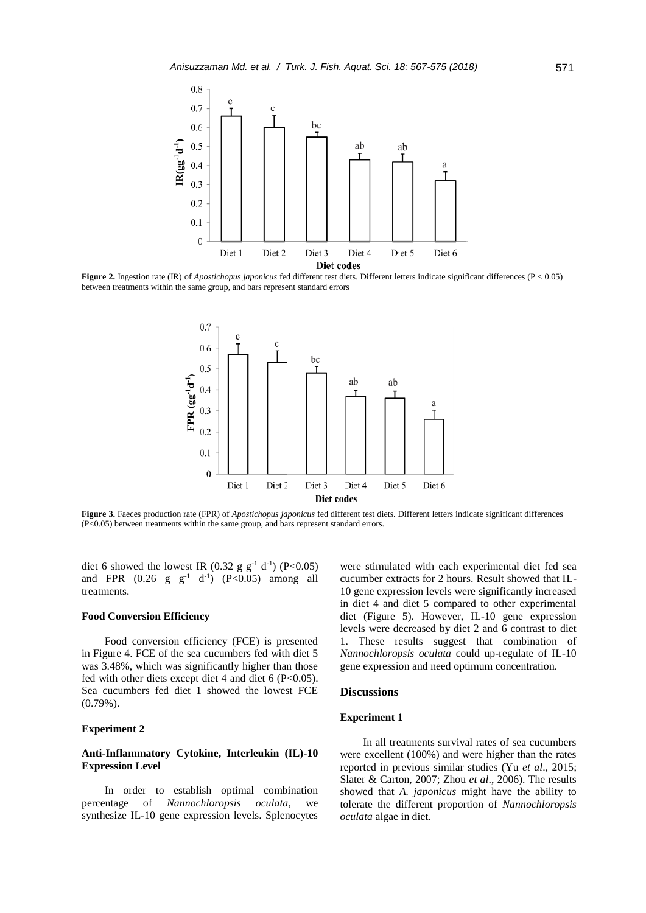**Figure 2.** Ingestion rate (IR) of *Apostichopus japonicus* fed different test diets. Different letters indicate significant differences ($P < 0.05$) between treatments within the same group, and bars represent standard errors

**Figure 3.** Faeces production rate (FPR) of *Apostichopus japonicus* fed different test diets. Different letters indicate significant differences ($P<0.05$) between treatments within the same group, and bars represent standard errors.

diet 6 showed the lowest IR (0.32 g $g^{-1}$ $d^{-1}$) ($P<0.05$) and FPR (0.26 g $g^{-1}$ $d^{-1}$) ($P<0.05$) among all treatments.

#### Food Conversion Efficiency

Food conversion efficiency (FCE) is presented in Figure 4. FCE of the sea cucumbers fed with diet 5 was 3.48%, which was significantly higher than those fed with other diets except diet 4 and diet 6 ($P<0.05$). Sea cucumbers fed diet 1 showed the lowest FCE (0.79%).

#### Experiment 2

#### Anti-Inflammatory Cytokine, Interleukin (IL)-10 Expression Level

In order to establish optimal combination percentage of *Nannochloropsis oculata*, we synthesize IL-10 gene expression levels. Splenocytes were stimulated with each experimental diet fed sea cucumber extracts for 2 hours. Result showed that IL-10 gene expression levels were significantly increased in diet 4 and diet 5 compared to other experimental diet (Figure 5). However, IL-10 gene expression levels were decreased by diet 2 and 6 contrast to diet 1. These results suggest that combination of *Nannochloropsis oculata* could up-regulate of IL-10 gene expression and need optimum concentration.

### Discussions

#### Experiment 1

In all treatments survival rates of sea cucumbers were excellent (100%) and were higher than the rates reported in previous similar studies (Yu *et al*., 2015; Slater & Carton, 2007; Zhou *et al*., 2006). The results showed that *A. japonicus* might have the ability to tolerate the different proportion of *Nannochloropsis oculata* algae in diet.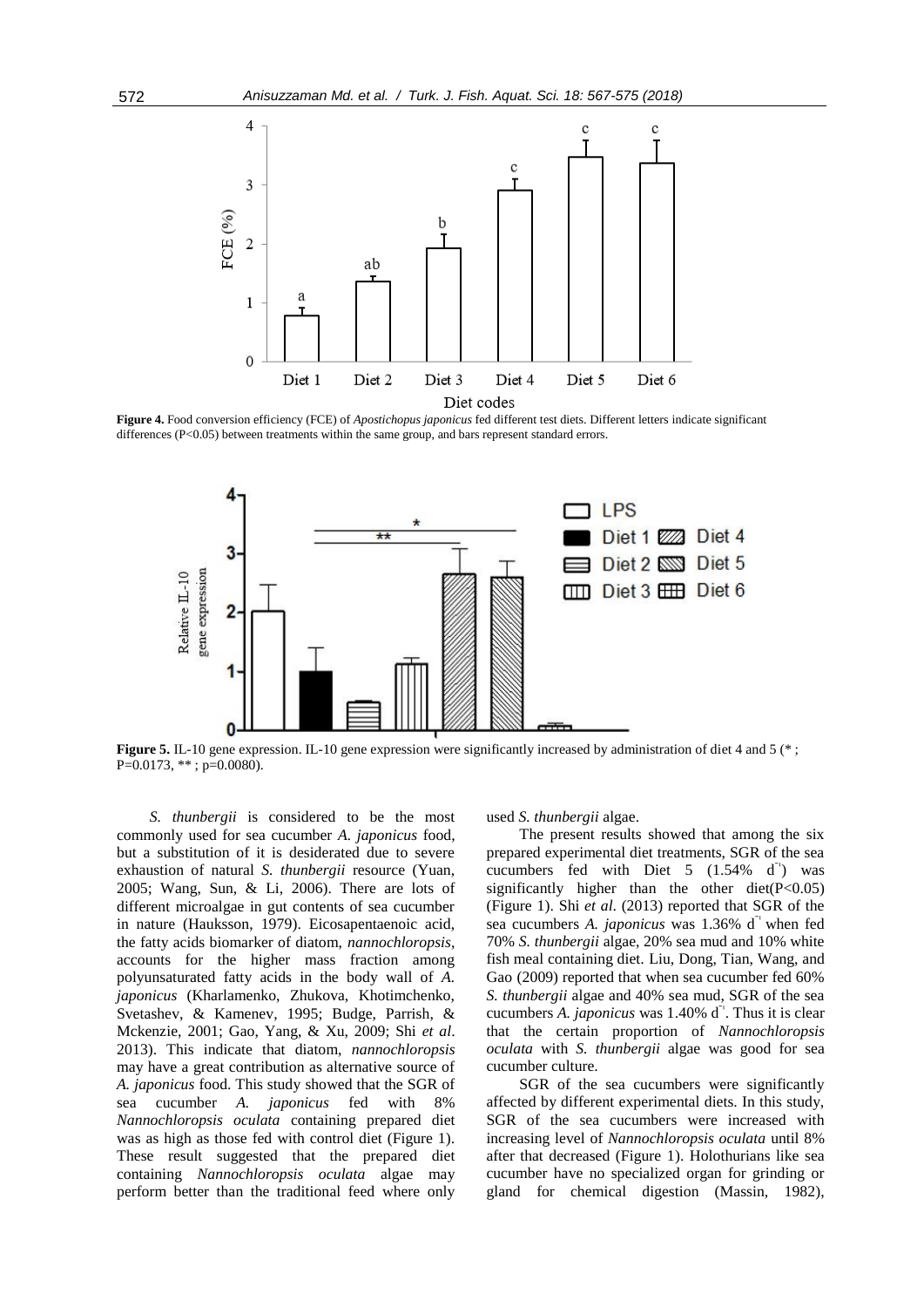**Figure 4.** Food conversion efficiency (FCE) of *Apostichopus japonicus* fed different test diets. Different letters indicate significant differences (P<0.05) between treatments within the same group, and bars represent standard errors.

**Figure 5.** IL-10 gene expression. IL-10 gene expression were significantly increased by administration of diet 4 and 5 (* ; P=0.0173, ** ; p=0.0080).

*S. thunbergii* is considered to be the most commonly used for sea cucumber *A. japonicus* food, but a substitution of it is desiderated due to severe exhaustion of natural *S. thunbergii* resource (Yuan, 2005; Wang, Sun, & Li, 2006). There are lots of different microalgae in gut contents of sea cucumber in nature (Hauksson, 1979). Eicosapentaenoic acid, the fatty acids biomarker of diatom, *nannochloropsis*, accounts for the higher mass fraction among polyunsaturated fatty acids in the body wall of *A. japonicus* (Kharlamenko, Zhukova, Khotimchenko, Svetashev, & Kamenev, 1995; Budge, Parrish, & Mckenzie, 2001; Gao, Yang, & Xu, 2009; Shi *et al*. 2013). This indicate that diatom, *nannochloropsis* may have a great contribution as alternative source of *A. japonicus* food. This study showed that the SGR of sea cucumber *A. japonicus* fed with 8% *Nannochloropsis oculata* containing prepared diet was as high as those fed with control diet (Figure 1). These result suggested that the prepared diet containing *Nannochloropsis oculata* algae may perform better than the traditional feed where only used *S. thunbergii* algae.

The present results showed that among the six prepared experimental diet treatments, SGR of the sea cucumbers fed with Diet 5 (1.54% $d^{-1}$) was significantly higher than the other diet(P<0.05) (Figure 1). Shi *et al*. (2013) reported that SGR of the sea cucumbers *A. japonicus* was 1.36% $d^{-1}$ when fed 70% *S. thunbergii* algae, 20% sea mud and 10% white fish meal containing diet. Liu, Dong, Tian, Wang, and Gao (2009) reported that when sea cucumber fed 60% *S. thunbergii* algae and 40% sea mud, SGR of the sea cucumbers *A. japonicus* was 1.40% $d^{-1}$. Thus it is clear that the certain proportion of *Nannochloropsis oculata* with *S. thunbergii* algae was good for sea cucumber culture.

SGR of the sea cucumbers were significantly affected by different experimental diets. In this study, SGR of the sea cucumbers were increased with increasing level of *Nannochloropsis oculata* until 8% after that decreased (Figure 1). Holothurians like sea cucumber have no specialized organ for grinding or gland for chemical digestion (Massin, 1982),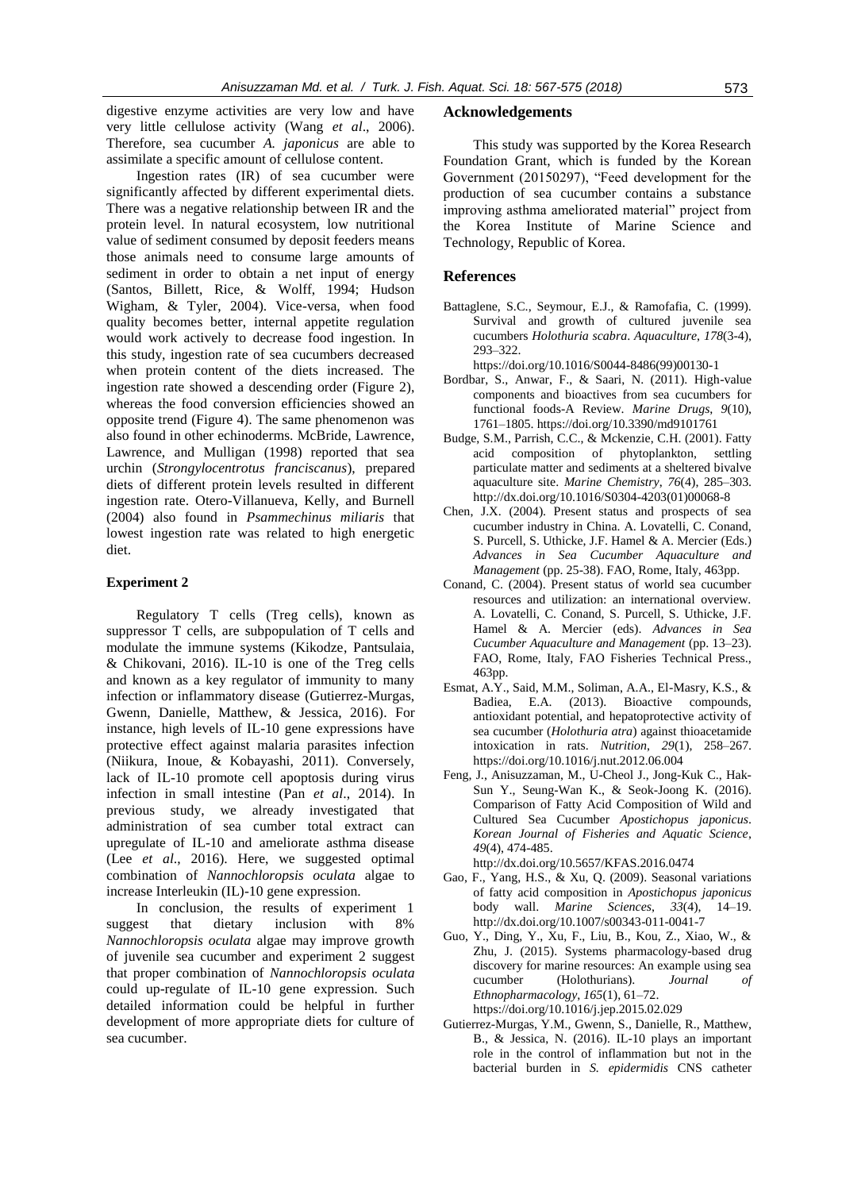digestive enzyme activities are very low and have very little cellulose activity (Wang *et al*., 2006). Therefore, sea cucumber *A. japonicus* are able to assimilate a specific amount of cellulose content.

Ingestion rates (IR) of sea cucumber were significantly affected by different experimental diets. There was a negative relationship between IR and the protein level. In natural ecosystem, low nutritional value of sediment consumed by deposit feeders means those animals need to consume large amounts of sediment in order to obtain a net input of energy (Santos, Billett, Rice, & Wolff, 1994; Hudson Wigham, & Tyler, 2004). Vice-versa, when food quality becomes better, internal appetite regulation would work actively to decrease food ingestion. In this study, ingestion rate of sea cucumbers decreased when protein content of the diets increased. The ingestion rate showed a descending order (Figure 2), whereas the food conversion efficiencies showed an opposite trend (Figure 4). The same phenomenon was also found in other echinoderms. McBride, Lawrence, Lawrence, and Mulligan (1998) reported that sea urchin (*Strongylocentrotus franciscanus*), prepared diets of different protein levels resulted in different ingestion rate. Otero-Villanueva, Kelly, and Burnell (2004) also found in *Psammechinus miliaris* that lowest ingestion rate was related to high energetic diet.

### Experiment 2

Regulatory T cells (Treg cells), known as suppressor T cells, are subpopulation of T cells and modulate the immune systems (Kikodze, Pantsulaia, & Chikovani, 2016). IL-10 is one of the Treg cells and known as a key regulator of immunity to many infection or inflammatory disease (Gutierrez-Murgas, Gwenn, Danielle, Matthew, & Jessica, 2016). For instance, high levels of IL-10 gene expressions have protective effect against malaria parasites infection (Niikura, Inoue, & Kobayashi, 2011). Conversely, lack of IL-10 promote cell apoptosis during virus infection in small intestine (Pan *et al*., 2014). In previous study, we already investigated that administration of sea cumber total extract can upregulate of IL-10 and ameliorate asthma disease (Lee *et al*., 2016). Here, we suggested optimal combination of *Nannochloropsis oculata* algae to increase Interleukin (IL)-10 gene expression.

In conclusion, the results of experiment 1 suggest that dietary inclusion with 8% *Nannochloropsis oculata* algae may improve growth of juvenile sea cucumber and experiment 2 suggest that proper combination of *Nannochloropsis oculata* could up-regulate of IL-10 gene expression. Such detailed information could be helpful in further development of more appropriate diets for culture of sea cucumber.

## Acknowledgements

This study was supported by the Korea Research Foundation Grant, which is funded by the Korean Government (20150297), "Feed development for the production of sea cucumber contains a substance improving asthma ameliorated material" project from the Korea Institute of Marine Science and Technology, Republic of Korea.

## References

Battaglene, S.C., Seymour, E.J., & Ramofafia, C. (1999). Survival and growth of cultured juvenile sea cucumbers *Holothuria scabra*. *Aquaculture*, *178*(3-4), 293–322. https://doi.org/10.1016/S0044-8486(99)00130-1

Bordbar, S., Anwar, F., & Saari, N. (2011). High-value components and bioactives from sea cucumbers for functional foods-A Review. *Marine Drugs*, *9*(10), 1761–1805. https://doi.org/10.3390/md9101761

Budge, S.M., Parrish, C.C., & Mckenzie, C.H. (2001). Fatty acid composition of phytoplankton, settling particulate matter and sediments at a sheltered bivalve aquaculture site. *Marine Chemistry*, *76*(4), 285–303. http://dx.doi.org/10.1016/S0304-4203(01)00068-8

Chen, J.X. (2004). Present status and prospects of sea cucumber industry in China. A. Lovatelli, C. Conand, S. Purcell, S. Uthicke, J.F. Hamel & A. Mercier (Eds.) *Advances in Sea Cucumber Aquaculture and Management* (pp. 25-38). FAO, Rome, Italy, 463pp.

Conand, C. (2004). Present status of world sea cucumber resources and utilization: an international overview. A. Lovatelli, C. Conand, S. Purcell, S. Uthicke, J.F. Hamel & A. Mercier (eds). *Advances in Sea Cucumber Aquaculture and Management* (pp. 13–23). FAO, Rome, Italy, FAO Fisheries Technical Press., 463pp.

Esmat, A.Y., Said, M.M., Soliman, A.A., El-Masry, K.S., & Badiea, E.A. (2013). Bioactive compounds, antioxidant potential, and hepatoprotective activity of sea cucumber (*Holothuria atra*) against thioacetamide intoxication in rats. *Nutrition*, *29*(1), 258–267. https://doi.org/10.1016/j.nut.2012.06.004

Feng, J., Anisuzzaman, M., U-Cheol J., Jong-Kuk C., Hak-Sun Y., Seung-Wan K., & Seok-Joong K. (2016). Comparison of Fatty Acid Composition of Wild and Cultured Sea Cucumber *Apostichopus japonicus*. *Korean Journal of Fisheries and Aquatic Science*, *49*(4), 474-485. http://dx.doi.org/10.5657/KFAS.2016.0474

Gao, F., Yang, H.S., & Xu, Q. (2009). Seasonal variations of fatty acid composition in *Apostichopus japonicus* body wall. *Marine Sciences*, *33*(4), 14–19. http://dx.doi.org/10.1007/s00343-011-0041-7

Guo, Y., Ding, Y., Xu, F., Liu, B., Kou, Z., Xiao, W., & Zhu, J. (2015). Systems pharmacology-based drug discovery for marine resources: An example using sea cucumber (Holothurians). *Journal of Ethnopharmacology*, *165*(1), 61–72. https://doi.org/10.1016/j.jep.2015.02.029

Gutierrez-Murgas, Y.M., Gwenn, S., Danielle, R., Matthew, B., & Jessica, N. (2016). IL-10 plays an important role in the control of inflammation but not in the bacterial burden in *S. epidermidis* CNS catheter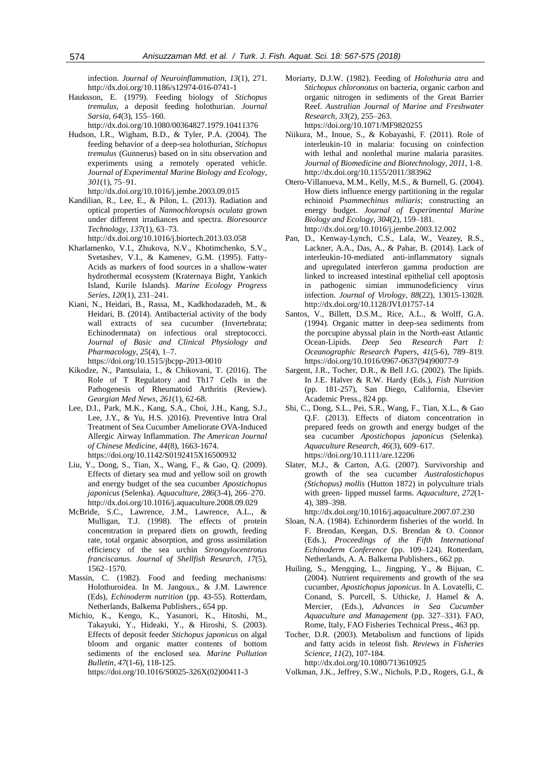infection. *Journal of Neuroinflammation*, *13*(1), 271. http://dx.doi.org/10.1186/s12974-016-0741-1

Hauksson, E. (1979). Feeding biology of *Stichopus tremulus*, a deposit feeding holothurian. *Journal Sarsia*, *64*(3), 155–160. http://dx.doi.org/10.1080/00364827.1979.10411376

Hudson, I.R., Wigham, B.D., & Tyler, P.A. (2004). The feeding behavior of a deep-sea holothurian, *Stichopus tremulus* (Gunnerus) based on in situ observation and experiments using a remotely operated vehicle. *Journal of Experimental Marine Biology and Ecology*, *301*(1), 75–91. http://dx.doi.org/10.1016/j.jembe.2003.09.015

Kandilian, R., Lee, E., & Pilon, L. (2013). Radiation and optical properties of *Nannochloropsis oculata* grown under different irradiances and spectra. *Bioresource Technology*, *137*(1), 63–73. http://dx.doi.org/10.1016/j.biortech.2013.03.058

Kharlamenko, V.I., Zhukova, N.V., Khotimchenko, S.V., Svetashev, V.I., & Kamenev, G.M. (1995). Fatty-Acids as markers of food sources in a shallow-water hydrothermal ecosystem (Kraternaya Bight, Yankich Island, Kurile Islands). *Marine Ecology Progress Series*, *120*(1), 231–241.

Kiani, N., Heidari, B., Rassa, M., Kadkhodazadeh, M., & Heidari, B. (2014). Antibacterial activity of the body wall extracts of sea cucumber (Invertebrata; Echinodermata) on infectious oral streptococci. *Journal of Basic and Clinical Physiology and Pharmacology*, *25*(4), 1–7. https://doi.org/10.1515/jbcpp-2013-0010

Kikodze, N., Pantsulaia, I., & Chikovani, T. (2016). The Role of T Regulatory and Th17 Cells in the Pathogenesis of Rheumatoid Arthritis (Review). *Georgian Med News*, *261*(1), 62-68.

Lee, D.I., Park, M.K., Kang, S.A., Choi, J.H., Kang, S.J., Lee, J.Y., & Yu, H.S. )2016). Preventive Intra Oral Treatment of Sea Cucumber Ameliorate OVA-Induced Allergic Airway Inflammation. *The American Journal of Chinese Medicine*, *44*(8), 1663-1674. https://doi.org/10.1142/S0192415X16500932

Liu, Y., Dong, S., Tian, X., Wang, F., & Gao, Q. (2009). Effects of dietary sea mud and yellow soil on growth and energy budget of the sea cucumber *Apostichopus japonicus* (Selenka). *Aquaculture*, *286*(3-4), 266–270. http://dx.doi.org/10.1016/j.aquaculture.2008.09.029

McBride, S.C., Lawrence, J.M., Lawrence, A.L., & Mulligan, T.J. (1998). The effects of protein concentration in prepared diets on growth, feeding rate, total organic absorption, and gross assimilation efficiency of the sea urchin *Strongylocentrotus franciscanus*. *Journal of Shellfish Research*, *17*(5), 1562–1570.

Massin, C. (1982). Food and feeding mechanisms: Holothuroidea. In M. Jangoux., & J.M. Lawrence (Eds), *Echinoderm nutrition* (pp. 43-55). Rotterdam, Netherlands, Balkema Publishers., 654 pp.

Michio, K., Kengo, K., Yasunori, K., Hitoshi, M., Takayuki, Y., Hideaki, Y., & Hiroshi, S. (2003). Effects of deposit feeder *Stichopus japonicus* on algal bloom and organic matter contents of bottom sediments of the enclosed sea. *Marine Pollution Bulletin*, *47*(1-6), 118-125. https://doi.org/10.1016/S0025-326X(02)00411-3

Moriarty, D.J.W. (1982). Feeding of *Holothuria atra* and *Stichopus chloronotus* on bacteria, organic carbon and organic nitrogen in sediments of the Great Barrier Reef. *Australian Journal of Marine and Freshwater Research*, *33*(2), 255–263. https://doi.org/10.1071/MF9820255

Niikura, M., Inoue, S., & Kobayashi, F. (2011). Role of interleukin-10 in malaria: focusing on coinfection with lethal and nonlethal murine malaria parasites. *Journal of Biomedicine and Biotechnology*, *2011*, 1-8. http://dx.doi.org/10.1155/2011/383962

Otero-Villanueva, M.M., Kelly, M.S., & Burnell, G. (2004). How diets influence energy partitioning in the regular echinoid *Psammechinus miliaris*; constructing an energy budget. *Journal of Experimental Marine Biology and Ecology*, *304*(2), 159–181. http://dx.doi.org/10.1016/j.jembe.2003.12.002

Pan, D., Kenway-Lynch, C.S., Lala, W., Veazey, R.S., Lackner, A.A., Das, A., & Pahar, B. (2014). Lack of interleukin-10-mediated anti-inflammatory signals and upregulated interferon gamma production are linked to increased intestinal epithelial cell apoptosis in pathogenic simian immunodeficiency virus infection. *Journal of Virology*, *88*(22), 13015-13028. http://dx.doi.org/10.1128/JVI.01757-14

Santos, V., Billett, D.S.M., Rice, A.L., & Wolff, G.A. (1994). Organic matter in deep-sea sediments from the porcupine abyssal plain in the North-east Atlantic Ocean-Lipids. *Deep Sea Research Part I: Oceanographic Research Papers*, *41*(5-6), 789–819. https://doi.org/10.1016/0967-0637(94)90077-9

Sargent, J.R., Tocher, D.R., & Bell J.G. (2002). The lipids. In J.E. Halver & R.W. Hardy (Eds.), *Fish Nutrition* (pp. 181-257), San Diego, California, Elsevier Academic Press., 824 pp.

Shi, C., Dong, S.L., Pei, S.R., Wang, F., Tian, X.L., & Gao Q.F. (2013). Effects of diatom concentration in prepared feeds on growth and energy budget of the sea cucumber *Apostichopus japonicus* (Selenka). *Aquaculture Research*, *46*(3), 609–617. https://doi.org/10.1111/are.12206

Slater, M.J., & Carton, A.G. (2007). Survivorship and growth of the sea cucumber *Australostichopus (Stichopus) mollis* (Hutton 1872) in polyculture trials with green- lipped mussel farms. *Aquaculture*, *272*(1-4), 389–398. http://dx.doi.org/10.1016/j.aquaculture.2007.07.230

Sloan, N.A. (1984). Echinorderm fisheries of the world. In F. Brendan, Keegan, D.S. Brendan & O. Connor (Eds.), *Proceedings of the Fifth International Echinoderm Conference* (pp. 109–124). Rotterdam, Netherlands, A. A. Balkema Publishers., 662 pp.

Huiling, S., Mengqing, L., Jingping, Y., & Bijuan, C. (2004). Nutrient requirements and growth of the sea cucumber, *Apostichopus japonicus*. In A. Lovatelli, C. Conand, S. Purcell, S. Uthicke, J. Hamel & A. Mercier, (Eds.), *Advances in Sea Cucumber Aquaculture and Management* (pp. 327–331). FAO, Rome, Italy, FAO Fisheries Technical Press., 463 pp.

Tocher, D.R. (2003). Metabolism and functions of lipids and fatty acids in teleost fish. *Reviews in Fisheries Science*, *11*(2), 107-184. http://dx.doi.org/10.1080/713610925

Volkman, J.K., Jeffrey, S.W., Nichols, P.D., Rogers, G.I., &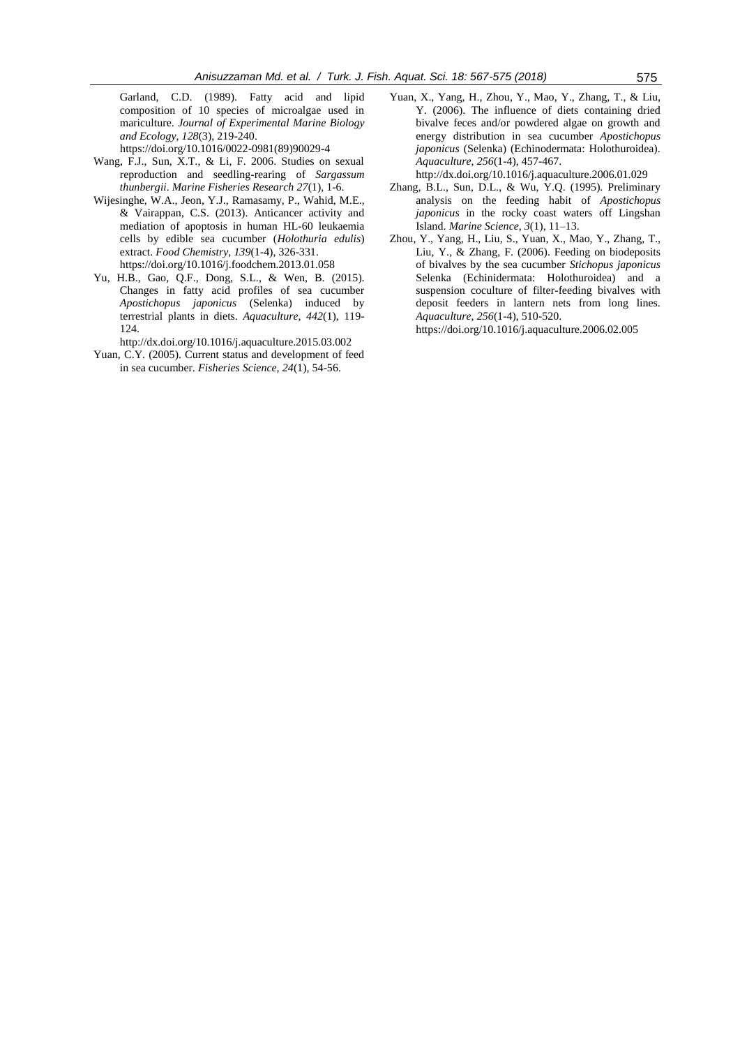Garland, C.D. (1989). Fatty acid and lipid composition of 10 species of microalgae used in mariculture. *Journal of Experimental Marine Biology and Ecology*, *128*(3), 219-240. https://doi.org/10.1016/0022-0981(89)90029-4

Wang, F.J., Sun, X.T., & Li, F. 2006. Studies on sexual reproduction and seedling-rearing of *Sargassum thunbergii*. *Marine Fisheries Research 27*(1), 1-6.

Wijesinghe, W.A., Jeon, Y.J., Ramasamy, P., Wahid, M.E., & Vairappan, C.S. (2013). Anticancer activity and mediation of apoptosis in human HL-60 leukaemia cells by edible sea cucumber (*Holothuria edulis*) extract. *Food Chemistry*, *139*(1-4), 326-331. https://doi.org/10.1016/j.foodchem.2013.01.058

Yu, H.B., Gao, Q.F., Dong, S.L., & Wen, B. (2015). Changes in fatty acid profiles of sea cucumber *Apostichopus japonicus* (Selenka) induced by terrestrial plants in diets. *Aquaculture*, *442*(1), 119-124. http://dx.doi.org/10.1016/j.aquaculture.2015.03.002

Yuan, C.Y. (2005). Current status and development of feed in sea cucumber. *Fisheries Science, 24*(1), 54-56.

Yuan, X., Yang, H., Zhou, Y., Mao, Y., Zhang, T., & Liu, Y. (2006). The influence of diets containing dried bivalve feces and/or powdered algae on growth and energy distribution in sea cucumber *Apostichopus japonicus* (Selenka) (Echinodermata: Holothuroidea). *Aquaculture*, *256*(1-4), 457-467. http://dx.doi.org/10.1016/j.aquaculture.2006.01.029

Zhang, B.L., Sun, D.L., & Wu, Y.Q. (1995). Preliminary analysis on the feeding habit of *Apostichopus japonicus* in the rocky coast waters off Lingshan Island. *Marine Science*, *3*(1), 11–13.

Zhou, Y., Yang, H., Liu, S., Yuan, X., Mao, Y., Zhang, T., Liu, Y., & Zhang, F. (2006). Feeding on biodeposits of bivalves by the sea cucumber *Stichopus japonicus* Selenka (Echinidermata: Holothuroidea) and a suspension coculture of filter-feeding bivalves with deposit feeders in lantern nets from long lines. *Aquaculture*, *256*(1-4), 510-520. https://doi.org/10.1016/j.aquaculture.2006.02.005